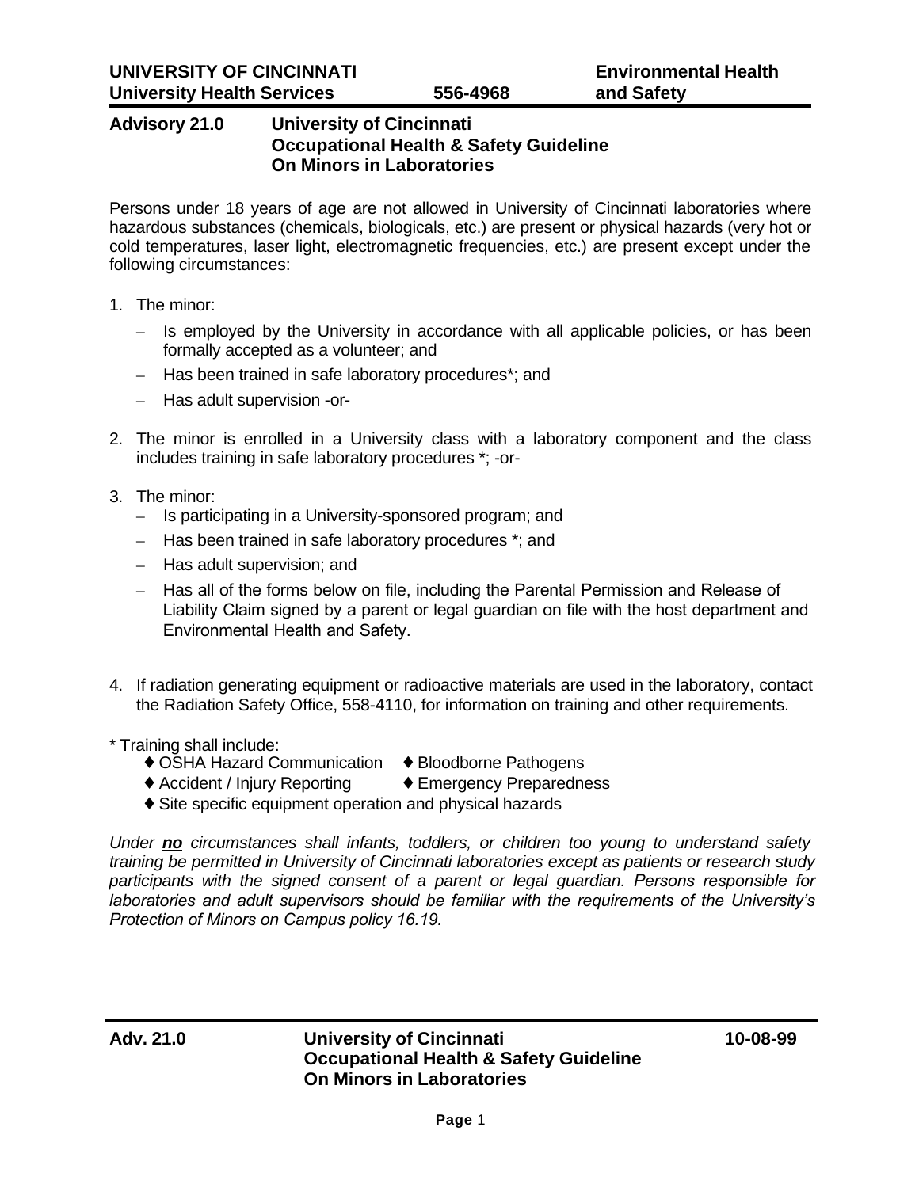**UNIVERSITY OF CINCINNATI** | **Environmental Health and Safety**
**University Health Services** | **556-4968**

# Advisory 21.0 — University of Cincinnati Occupational Health & Safety Guideline On Minors in Laboratories

Persons under 18 years of age are not allowed in University of Cincinnati laboratories where hazardous substances (chemicals, biologicals, etc.) are present or physical hazards (very hot or cold temperatures, laser light, electromagnetic frequencies, etc.) are present except under the following circumstances:

1. The minor:
   - Is employed by the University in accordance with all applicable policies, or has been formally accepted as a volunteer; and
   - Has been trained in safe laboratory procedures*; and
   - Has adult supervision -or-
2. The minor is enrolled in a University class with a laboratory component and the class includes training in safe laboratory procedures *; -or-
3. The minor:
   - Is participating in a University-sponsored program; and
   - Has been trained in safe laboratory procedures *; and
   - Has adult supervision; and
   - Has all of the forms below on file, including the Parental Permission and Release of Liability Claim signed by a parent or legal guardian on file with the host department and Environmental Health and Safety.
4. If radiation generating equipment or radioactive materials are used in the laboratory, contact the Radiation Safety Office, 558-4110, for information on training and other requirements.

\* Training shall include:

- OSHA Hazard Communication
- Bloodborne Pathogens
- Accident / Injury Reporting
- Emergency Preparedness
- Site specific equipment operation and physical hazards

*Under **no** circumstances shall infants, toddlers, or children too young to understand safety training be permitted in University of Cincinnati laboratories except as patients or research study participants with the signed consent of a parent or legal guardian. Persons responsible for laboratories and adult supervisors should be familiar with the requirements of the University's Protection of Minors on Campus policy 16.19.*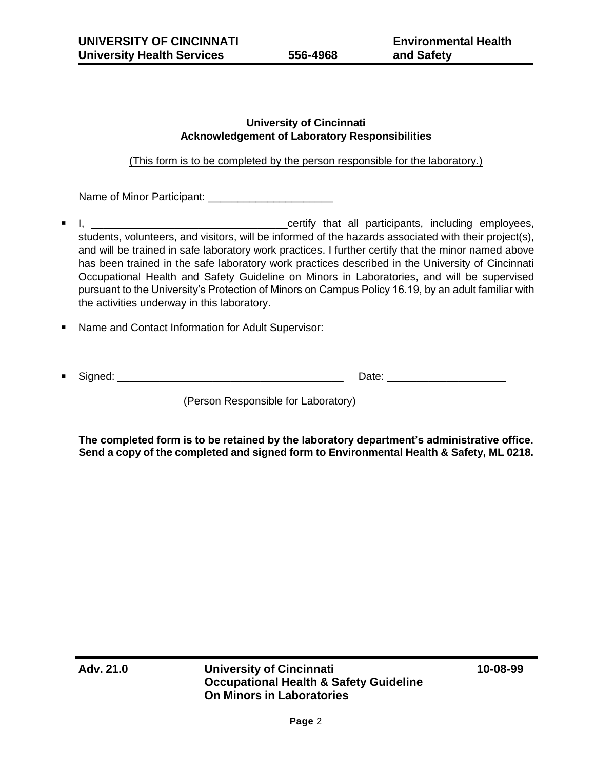**University of Cincinnati**
**Acknowledgement of Laboratory Responsibilities**

(This form is to be completed by the person responsible for the laboratory.)

Name of Minor Participant: _____________________

- I, _________________________________certify that all participants, including employees, students, volunteers, and visitors, will be informed of the hazards associated with their project(s), and will be trained in safe laboratory work practices. I further certify that the minor named above has been trained in the safe laboratory work practices described in the University of Cincinnati Occupational Health and Safety Guideline on Minors in Laboratories, and will be supervised pursuant to the University's Protection of Minors on Campus Policy 16.19, by an adult familiar with the activities underway in this laboratory.
- Name and Contact Information for Adult Supervisor:
- Signed: ______________________________________ Date: ____________________

  (Person Responsible for Laboratory)

**The completed form is to be retained by the laboratory department's administrative office. Send a copy of the completed and signed form to Environmental Health & Safety, ML 0218.**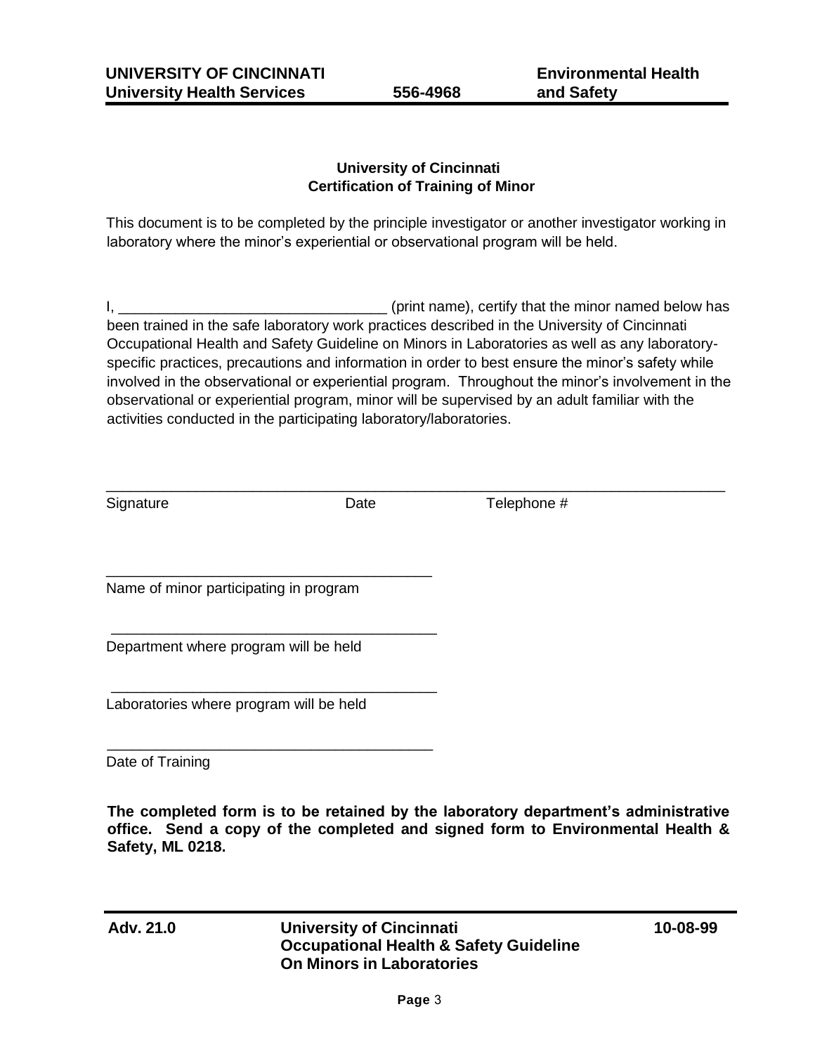## University of Cincinnati
## Certification of Training of Minor

This document is to be completed by the principle investigator or another investigator working in laboratory where the minor's experiential or observational program will be held.

I, ________________________________ (print name), certify that the minor named below has been trained in the safe laboratory work practices described in the University of Cincinnati Occupational Health and Safety Guideline on Minors in Laboratories as well as any laboratory-specific practices, precautions and information in order to best ensure the minor's safety while involved in the observational or experiential program. Throughout the minor's involvement in the observational or experiential program, minor will be supervised by an adult familiar with the activities conducted in the participating laboratory/laboratories.

______________________________________________________________________________

Signature                    Date                    Telephone #

________________________________________
Name of minor participating in program

________________________________________
Department where program will be held

________________________________________
Laboratories where program will be held

________________________________________
Date of Training

**The completed form is to be retained by the laboratory department's administrative office. Send a copy of the completed and signed form to Environmental Health & Safety, ML 0218.**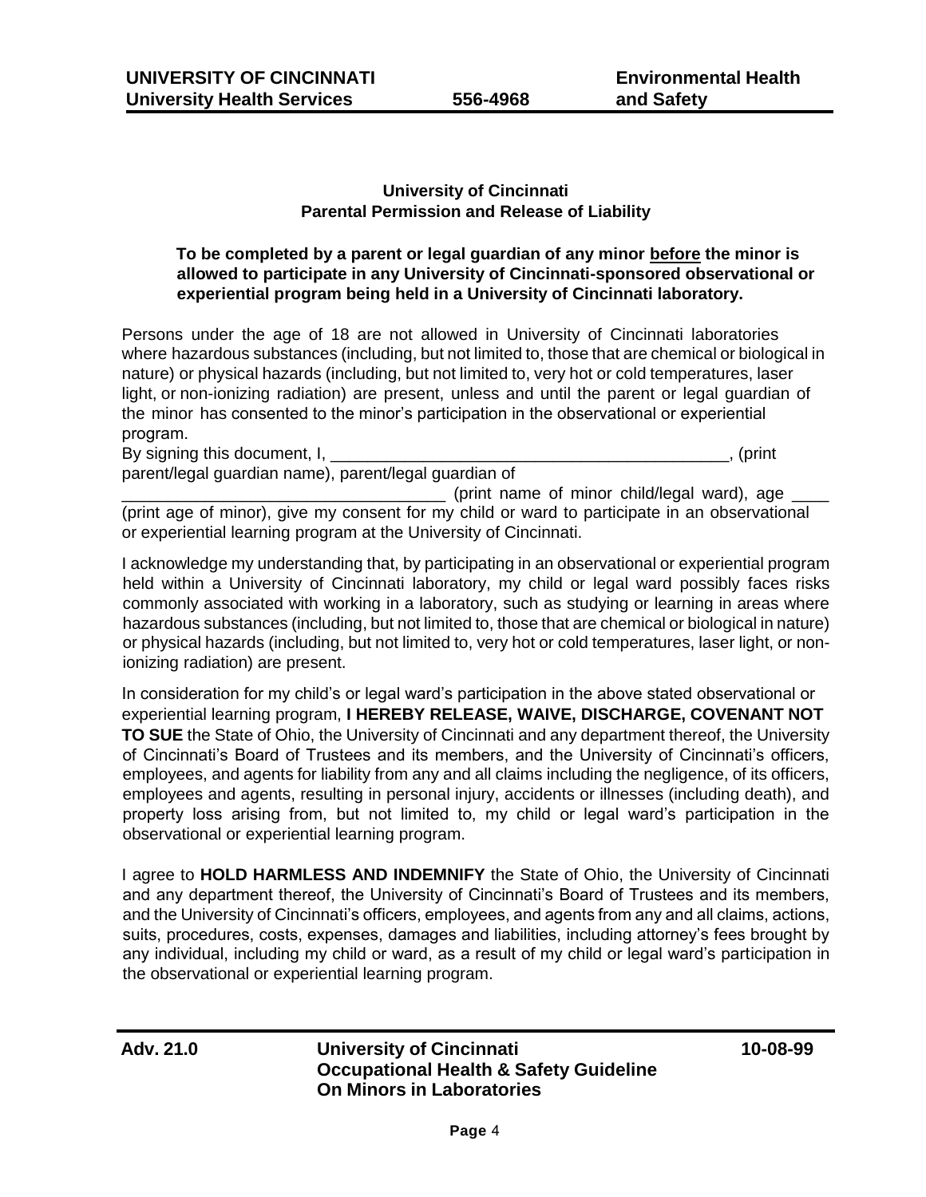**University of Cincinnati**
**Parental Permission and Release of Liability**

**To be completed by a parent or legal guardian of any minor <u>before</u> the minor is allowed to participate in any University of Cincinnati-sponsored observational or experiential program being held in a University of Cincinnati laboratory.**

Persons under the age of 18 are not allowed in University of Cincinnati laboratories where hazardous substances (including, but not limited to, those that are chemical or biological in nature) or physical hazards (including, but not limited to, very hot or cold temperatures, laser light, or non-ionizing radiation) are present, unless and until the parent or legal guardian of the minor has consented to the minor's participation in the observational or experiential program.

By signing this document, I, ___________________________________________, (print parent/legal guardian name), parent/legal guardian of ___________________________________ (print name of minor child/legal ward), age ____ (print age of minor), give my consent for my child or ward to participate in an observational or experiential learning program at the University of Cincinnati.

I acknowledge my understanding that, by participating in an observational or experiential program held within a University of Cincinnati laboratory, my child or legal ward possibly faces risks commonly associated with working in a laboratory, such as studying or learning in areas where hazardous substances (including, but not limited to, those that are chemical or biological in nature) or physical hazards (including, but not limited to, very hot or cold temperatures, laser light, or non-ionizing radiation) are present.

In consideration for my child's or legal ward's participation in the above stated observational or experiential learning program, **I HEREBY RELEASE, WAIVE, DISCHARGE, COVENANT NOT TO SUE** the State of Ohio, the University of Cincinnati and any department thereof, the University of Cincinnati's Board of Trustees and its members, and the University of Cincinnati's officers, employees, and agents for liability from any and all claims including the negligence, of its officers, employees and agents, resulting in personal injury, accidents or illnesses (including death), and property loss arising from, but not limited to, my child or legal ward's participation in the observational or experiential learning program.

I agree to **HOLD HARMLESS AND INDEMNIFY** the State of Ohio, the University of Cincinnati and any department thereof, the University of Cincinnati's Board of Trustees and its members, and the University of Cincinnati's officers, employees, and agents from any and all claims, actions, suits, procedures, costs, expenses, damages and liabilities, including attorney's fees brought by any individual, including my child or ward, as a result of my child or legal ward's participation in the observational or experiential learning program.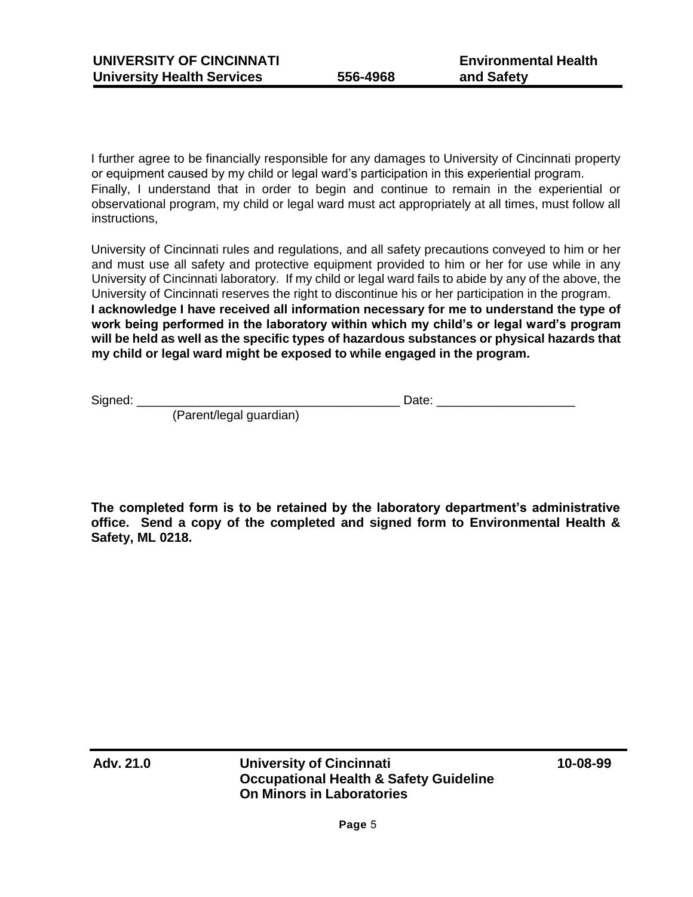I further agree to be financially responsible for any damages to University of Cincinnati property or equipment caused by my child or legal ward's participation in this experiential program. Finally, I understand that in order to begin and continue to remain in the experiential or observational program, my child or legal ward must act appropriately at all times, must follow all instructions,

University of Cincinnati rules and regulations, and all safety precautions conveyed to him or her and must use all safety and protective equipment provided to him or her for use while in any University of Cincinnati laboratory. If my child or legal ward fails to abide by any of the above, the University of Cincinnati reserves the right to discontinue his or her participation in the program. **I acknowledge I have received all information necessary for me to understand the type of work being performed in the laboratory within which my child's or legal ward's program will be held as well as the specific types of hazardous substances or physical hazards that my child or legal ward might be exposed to while engaged in the program.**

Signed: ______________________________________ Date: ____________________
(Parent/legal guardian)

**The completed form is to be retained by the laboratory department's administrative office. Send a copy of the completed and signed form to Environmental Health & Safety, ML 0218.**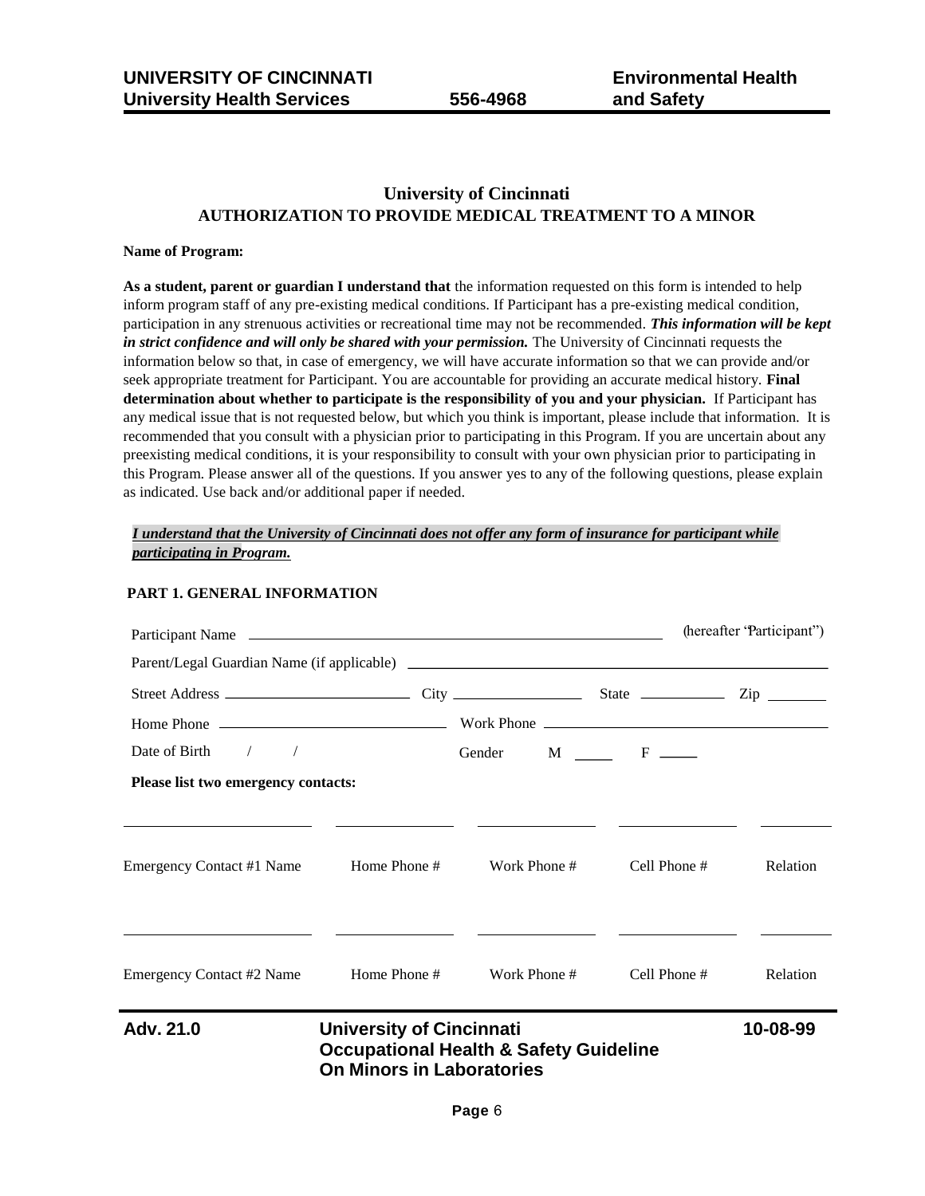# University of Cincinnati
# AUTHORIZATION TO PROVIDE MEDICAL TREATMENT TO A MINOR

**Name of Program:**

**As a student, parent or guardian I understand that** the information requested on this form is intended to help inform program staff of any pre-existing medical conditions. If Participant has a pre-existing medical condition, participation in any strenuous activities or recreational time may not be recommended. ***This information will be kept in strict confidence and will only be shared with your permission.*** The University of Cincinnati requests the information below so that, in case of emergency, we will have accurate information so that we can provide and/or seek appropriate treatment for Participant. You are accountable for providing an accurate medical history. **Final determination about whether to participate is the responsibility of you and your physician.** If Participant has any medical issue that is not requested below, but which you think is important, please include that information. It is recommended that you consult with a physician prior to participating in this Program. If you are uncertain about any preexisting medical conditions, it is your responsibility to consult with your own physician prior to participating in this Program. Please answer all of the questions. If you answer yes to any of the following questions, please explain as indicated. Use back and/or additional paper if needed.

***I understand that the University of Cincinnati does not offer any form of insurance for participant while participating in Program.***

## PART 1. GENERAL INFORMATION

Participant Name ______________________________________________ (hereafter "Participant")

Parent/Legal Guardian Name (if applicable) ______________________________________________

Street Address ______________________ City ________________ State __________ Zip _______

Home Phone __________________________ Work Phone __________________________________

Date of Birth / / Gender M _____ F _____

**Please list two emergency contacts:**

| Emergency Contact #1 Name | Home Phone # | Work Phone # | Cell Phone # | Relation |
|---|---|---|---|---|
| | | | | |

| Emergency Contact #2 Name | Home Phone # | Work Phone # | Cell Phone # | Relation |
|---|---|---|---|---|
| | | | | |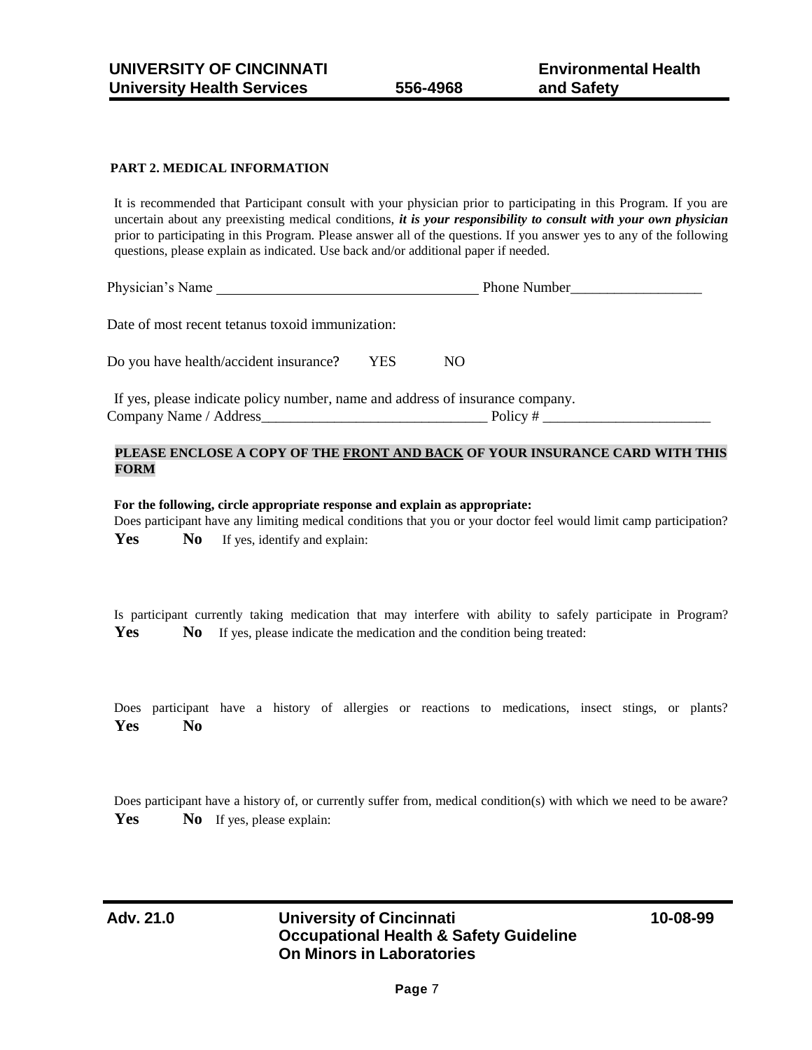## PART 2. MEDICAL INFORMATION

It is recommended that Participant consult with your physician prior to participating in this Program. If you are uncertain about any preexisting medical conditions, ***it is your responsibility to consult with your own physician*** prior to participating in this Program. Please answer all of the questions. If you answer yes to any of the following questions, please explain as indicated. Use back and/or additional paper if needed.

Physician's Name ____________________________________ Phone Number__________________

Date of most recent tetanus toxoid immunization:

Do you have health/accident insurance? YES NO

If yes, please indicate policy number, name and address of insurance company.
Company Name / Address_______________________________ Policy # _______________________

**PLEASE ENCLOSE A COPY OF THE FRONT AND BACK OF YOUR INSURANCE CARD WITH THIS FORM**

**For the following, circle appropriate response and explain as appropriate:**

Does participant have any limiting medical conditions that you or your doctor feel would limit camp participation?
**Yes** **No** If yes, identify and explain:

Is participant currently taking medication that may interfere with ability to safely participate in Program?
**Yes** **No** If yes, please indicate the medication and the condition being treated:

Does participant have a history of allergies or reactions to medications, insect stings, or plants?
**Yes** **No**

Does participant have a history of, or currently suffer from, medical condition(s) with which we need to be aware?
**Yes** **No** If yes, please explain: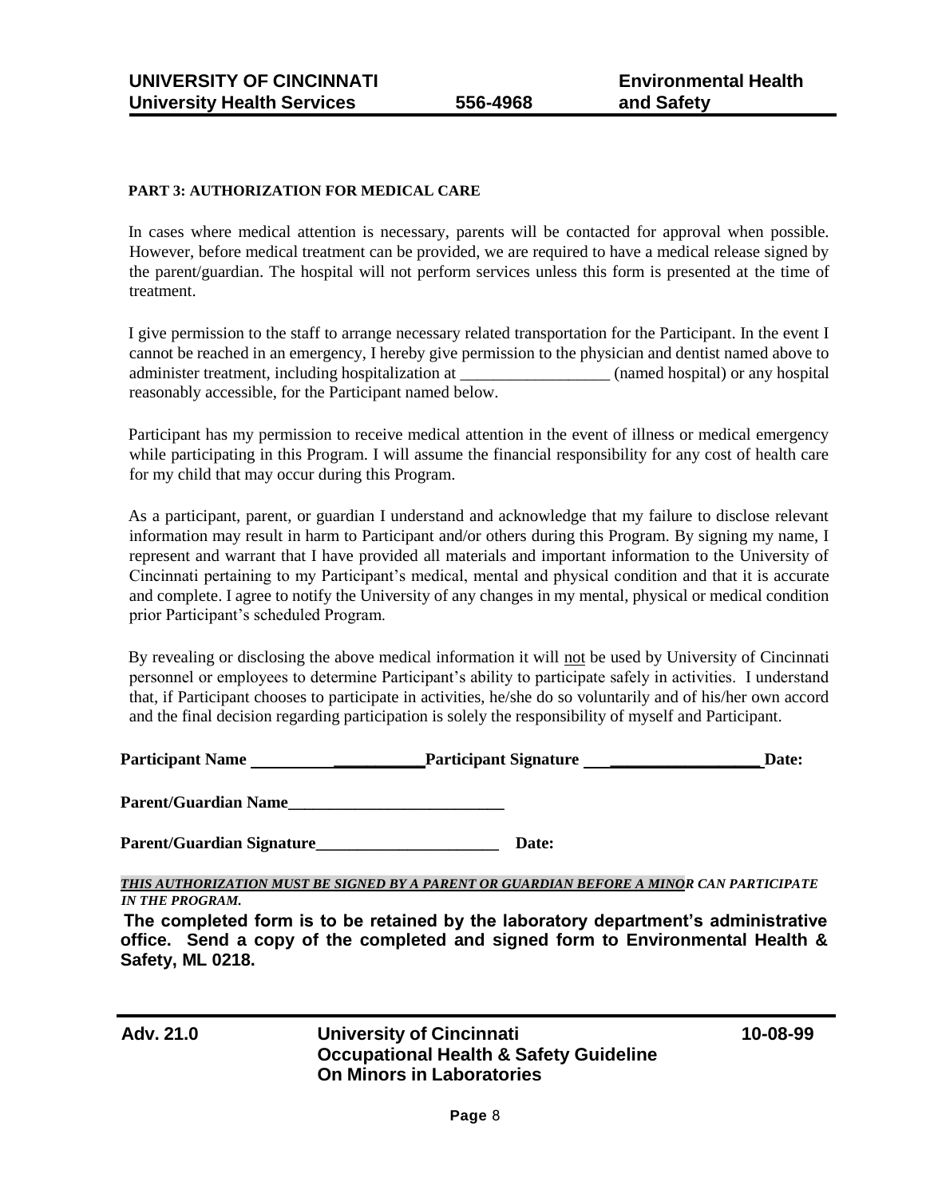**PART 3: AUTHORIZATION FOR MEDICAL CARE**

In cases where medical attention is necessary, parents will be contacted for approval when possible. However, before medical treatment can be provided, we are required to have a medical release signed by the parent/guardian. The hospital will not perform services unless this form is presented at the time of treatment.

I give permission to the staff to arrange necessary related transportation for the Participant. In the event I cannot be reached in an emergency, I hereby give permission to the physician and dentist named above to administer treatment, including hospitalization at __________________ (named hospital) or any hospital reasonably accessible, for the Participant named below.

Participant has my permission to receive medical attention in the event of illness or medical emergency while participating in this Program. I will assume the financial responsibility for any cost of health care for my child that may occur during this Program.

As a participant, parent, or guardian I understand and acknowledge that my failure to disclose relevant information may result in harm to Participant and/or others during this Program. By signing my name, I represent and warrant that I have provided all materials and important information to the University of Cincinnati pertaining to my Participant's medical, mental and physical condition and that it is accurate and complete. I agree to notify the University of any changes in my mental, physical or medical condition prior Participant's scheduled Program.

By revealing or disclosing the above medical information it will not be used by University of Cincinnati personnel or employees to determine Participant's ability to participate safely in activities. I understand that, if Participant chooses to participate in activities, he/she do so voluntarily and of his/her own accord and the final decision regarding participation is solely the responsibility of myself and Participant.

**Participant Name ____________________ Participant Signature ____________________ Date:**

**Parent/Guardian Name__________________________**

**Parent/Guardian Signature______________________ Date:**

***THIS AUTHORIZATION MUST BE SIGNED BY A PARENT OR GUARDIAN BEFORE A MINOR CAN PARTICIPATE IN THE PROGRAM.***

**The completed form is to be retained by the laboratory department's administrative office. Send a copy of the completed and signed form to Environmental Health & Safety, ML 0218.**